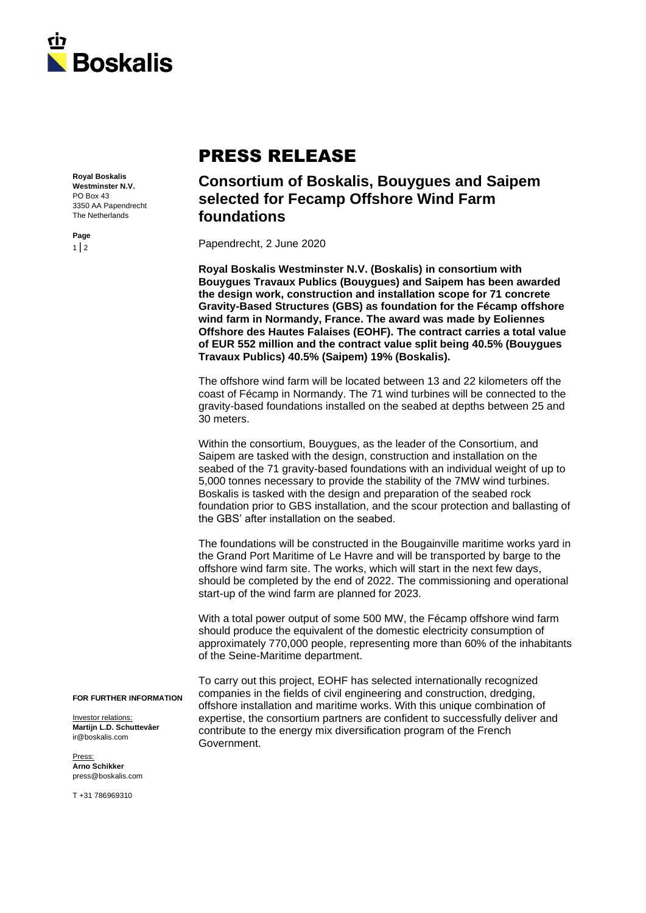**Royal Boskalis Westminster N.V.**
PO Box 43
3350 AA Papendrecht
The Netherlands

# PRESS RELEASE

## Consortium of Boskalis, Bouygues and Saipem selected for Fecamp Offshore Wind Farm foundations

Papendrecht, 2 June 2020

**Royal Boskalis Westminster N.V. (Boskalis) in consortium with Bouygues Travaux Publics (Bouygues) and Saipem has been awarded the design work, construction and installation scope for 71 concrete Gravity-Based Structures (GBS) as foundation for the Fécamp offshore wind farm in Normandy, France. The award was made by Eoliennes Offshore des Hautes Falaises (EOHF). The contract carries a total value of EUR 552 million and the contract value split being 40.5% (Bouygues Travaux Publics) 40.5% (Saipem) 19% (Boskalis).**

The offshore wind farm will be located between 13 and 22 kilometers off the coast of Fécamp in Normandy. The 71 wind turbines will be connected to the gravity-based foundations installed on the seabed at depths between 25 and 30 meters.

Within the consortium, Bouygues, as the leader of the Consortium, and Saipem are tasked with the design, construction and installation on the seabed of the 71 gravity-based foundations with an individual weight of up to 5,000 tonnes necessary to provide the stability of the 7MW wind turbines. Boskalis is tasked with the design and preparation of the seabed rock foundation prior to GBS installation, and the scour protection and ballasting of the GBS' after installation on the seabed.

The foundations will be constructed in the Bougainville maritime works yard in the Grand Port Maritime of Le Havre and will be transported by barge to the offshore wind farm site. The works, which will start in the next few days, should be completed by the end of 2022. The commissioning and operational start-up of the wind farm are planned for 2023.

With a total power output of some 500 MW, the Fécamp offshore wind farm should produce the equivalent of the domestic electricity consumption of approximately 770,000 people, representing more than 60% of the inhabitants of the Seine-Maritime department.

To carry out this project, EOHF has selected internationally recognized companies in the fields of civil engineering and construction, dredging, offshore installation and maritime works. With this unique combination of expertise, the consortium partners are confident to successfully deliver and contribute to the energy mix diversification program of the French Government.

**FOR FURTHER INFORMATION**

Investor relations:
**Martijn L.D. Schuttevâer**
ir@boskalis.com

Press:
**Arno Schikker**
press@boskalis.com

T +31 786969310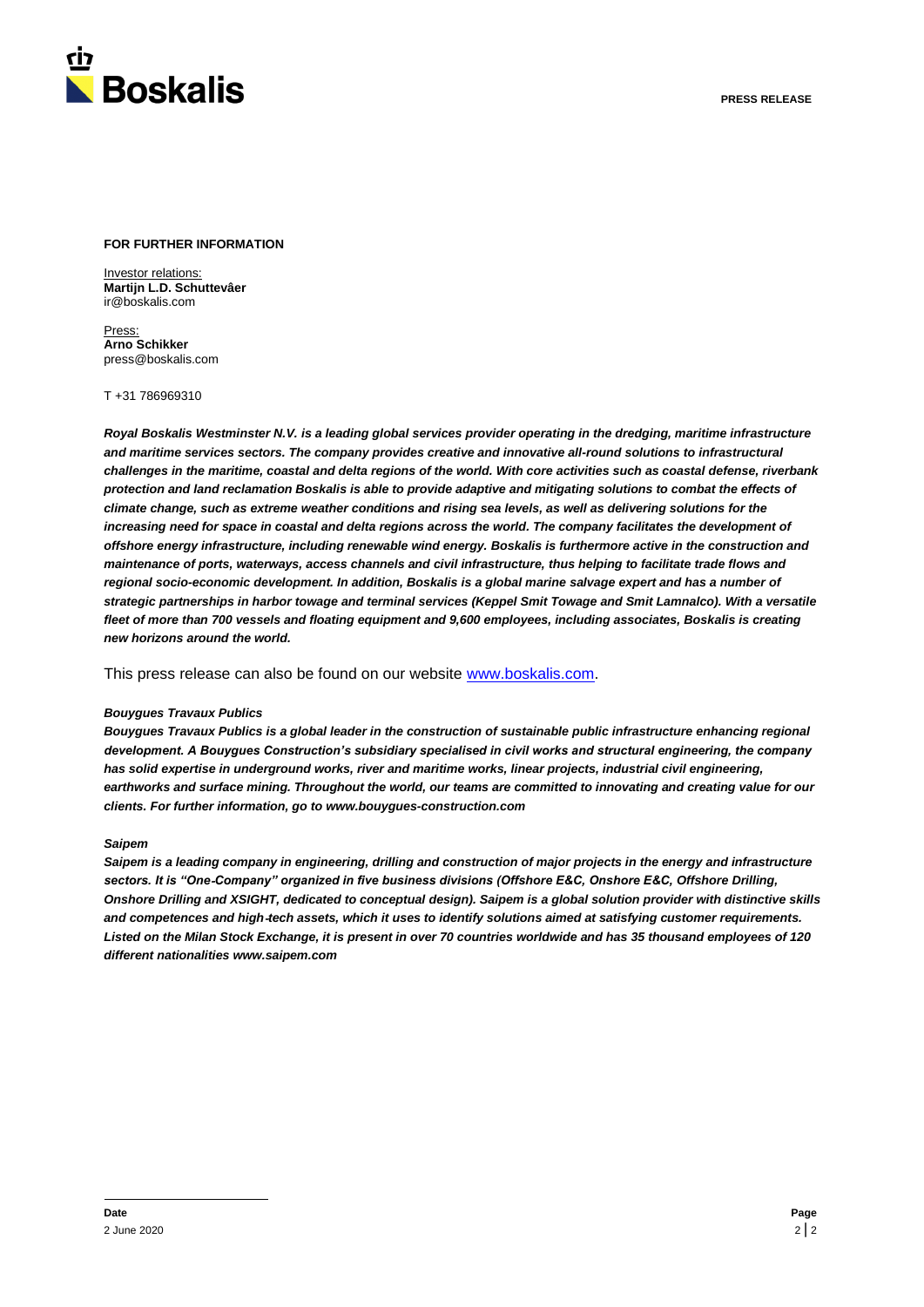**FOR FURTHER INFORMATION**

Investor relations:
**Martijn L.D. Schuttevâer**
ir@boskalis.com

Press:
**Arno Schikker**
press@boskalis.com

T +31 786969310

***Royal Boskalis Westminster N.V. is a leading global services provider operating in the dredging, maritime infrastructure and maritime services sectors. The company provides creative and innovative all-round solutions to infrastructural challenges in the maritime, coastal and delta regions of the world. With core activities such as coastal defense, riverbank protection and land reclamation Boskalis is able to provide adaptive and mitigating solutions to combat the effects of climate change, such as extreme weather conditions and rising sea levels, as well as delivering solutions for the increasing need for space in coastal and delta regions across the world. The company facilitates the development of offshore energy infrastructure, including renewable wind energy. Boskalis is furthermore active in the construction and maintenance of ports, waterways, access channels and civil infrastructure, thus helping to facilitate trade flows and regional socio-economic development. In addition, Boskalis is a global marine salvage expert and has a number of strategic partnerships in harbor towage and terminal services (Keppel Smit Towage and Smit Lamnalco). With a versatile fleet of more than 700 vessels and floating equipment and 9,600 employees, including associates, Boskalis is creating new horizons around the world.***

This press release can also be found on our website [www.boskalis.com](www.boskalis.com).

***Bouygues Travaux Publics***

***Bouygues Travaux Publics is a global leader in the construction of sustainable public infrastructure enhancing regional development. A Bouygues Construction's subsidiary specialised in civil works and structural engineering, the company has solid expertise in underground works, river and maritime works, linear projects, industrial civil engineering, earthworks and surface mining. Throughout the world, our teams are committed to innovating and creating value for our clients. For further information, go to www.bouygues-construction.com***

***Saipem***

***Saipem is a leading company in engineering, drilling and construction of major projects in the energy and infrastructure sectors. It is "One-Company" organized in five business divisions (Offshore E&C, Onshore E&C, Offshore Drilling, Onshore Drilling and XSIGHT, dedicated to conceptual design). Saipem is a global solution provider with distinctive skills and competences and high-tech assets, which it uses to identify solutions aimed at satisfying customer requirements. Listed on the Milan Stock Exchange, it is present in over 70 countries worldwide and has 35 thousand employees of 120 different nationalities www.saipem.com***